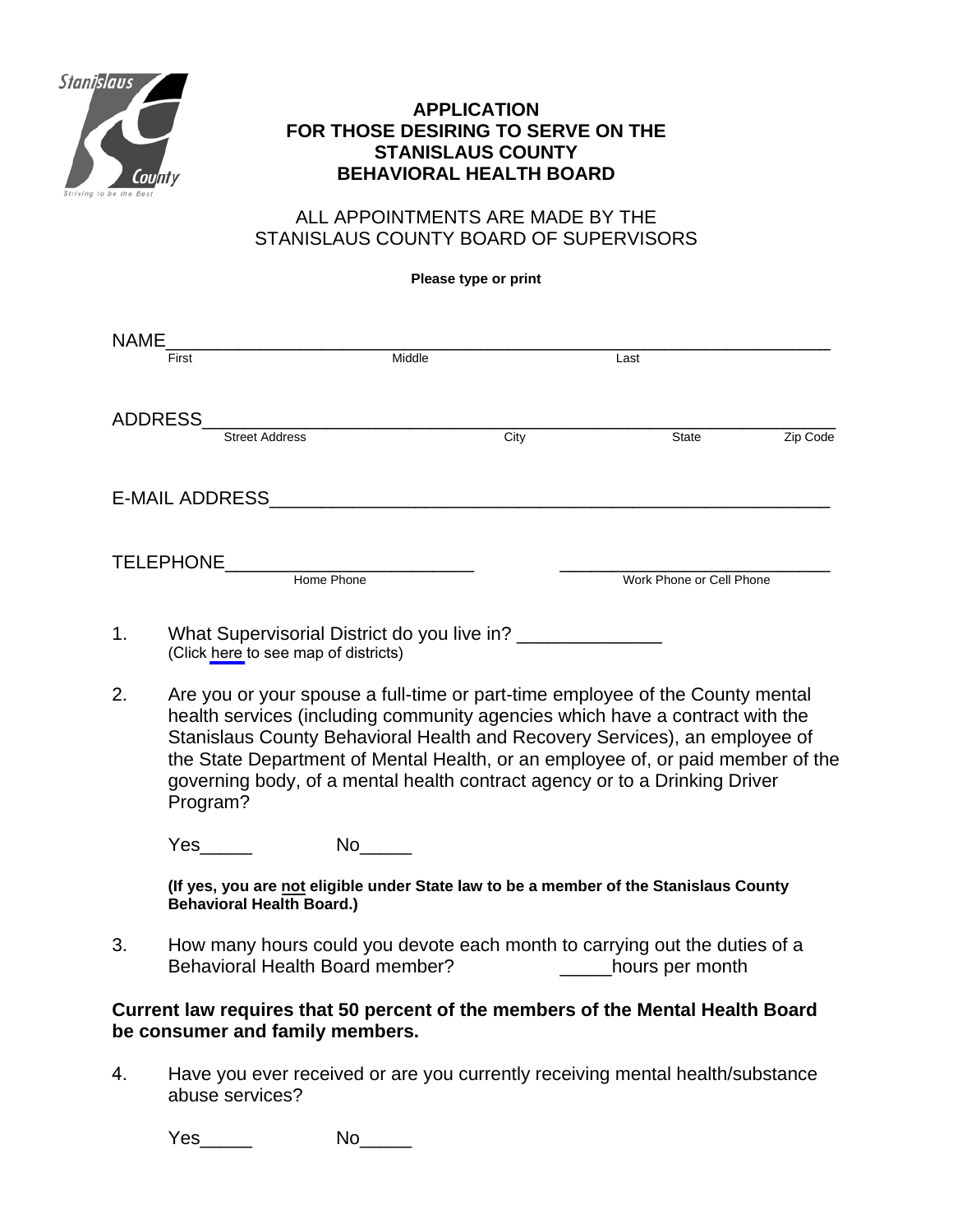# APPLICATION
# FOR THOSE DESIRING TO SERVE ON THE STANISLAUS COUNTY BEHAVIORAL HEALTH BOARD

ALL APPOINTMENTS ARE MADE BY THE STANISLAUS COUNTY BOARD OF SUPERVISORS

**Please type or print**

NAME_____________________________________________________________
First Middle Last

ADDRESS__________________________________________________________
Street Address City State Zip Code

E-MAIL ADDRESS___________________________________________________

TELEPHONE________________________ ___________________________
Home Phone Work Phone or Cell Phone

1. What Supervisorial District do you live in? ______________
(Click here to see map of districts)

2. Are you or your spouse a full-time or part-time employee of the County mental health services (including community agencies which have a contract with the Stanislaus County Behavioral Health and Recovery Services), an employee of the State Department of Mental Health, or an employee of, or paid member of the governing body, of a mental health contract agency or to a Drinking Driver Program?

Yes_____ No_____

**(If yes, you are not eligible under State law to be a member of the Stanislaus County Behavioral Health Board.)**

3. How many hours could you devote each month to carrying out the duties of a Behavioral Health Board member? _____hours per month

**Current law requires that 50 percent of the members of the Mental Health Board be consumer and family members.**

4. Have you ever received or are you currently receiving mental health/substance abuse services?

Yes_____ No_____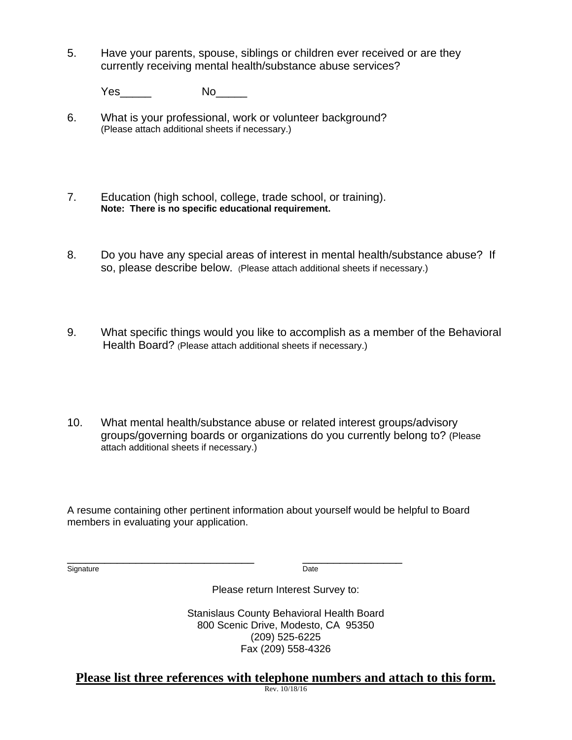5. Have your parents, spouse, siblings or children ever received or are they currently receiving mental health/substance abuse services?

   Yes_____ No_____

6. What is your professional, work or volunteer background?
   (Please attach additional sheets if necessary.)

7. Education (high school, college, trade school, or training).
   **Note: There is no specific educational requirement.**

8. Do you have any special areas of interest in mental health/substance abuse? If so, please describe below. (Please attach additional sheets if necessary.)

9. What specific things would you like to accomplish as a member of the Behavioral Health Board? (Please attach additional sheets if necessary.)

10. What mental health/substance abuse or related interest groups/advisory groups/governing boards or organizations do you currently belong to? (Please attach additional sheets if necessary.)

A resume containing other pertinent information about yourself would be helpful to Board members in evaluating your application.

_________________________________ _________________
Signature Date

Please return Interest Survey to:

Stanislaus County Behavioral Health Board
800 Scenic Drive, Modesto, CA 95350
(209) 525-6225
Fax (209) 558-4326

**<u>Please list three references with telephone numbers and attach to this form.</u>**

Rev. 10/18/16